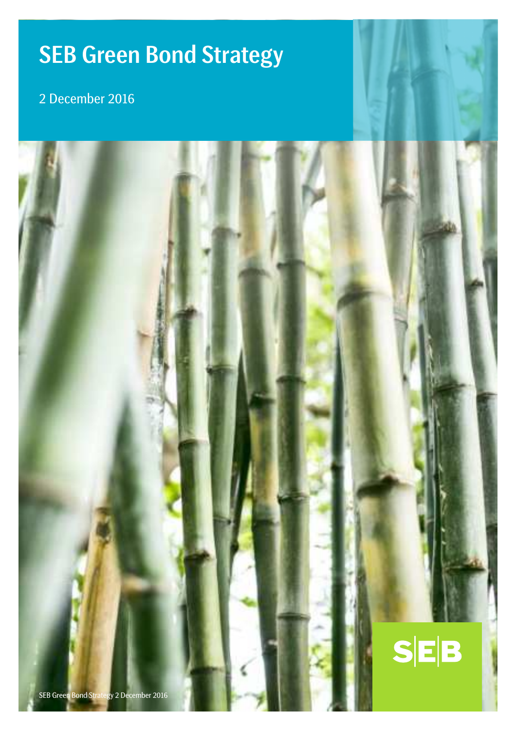# SEB Green Bond Strategy

2 December 2016

SEB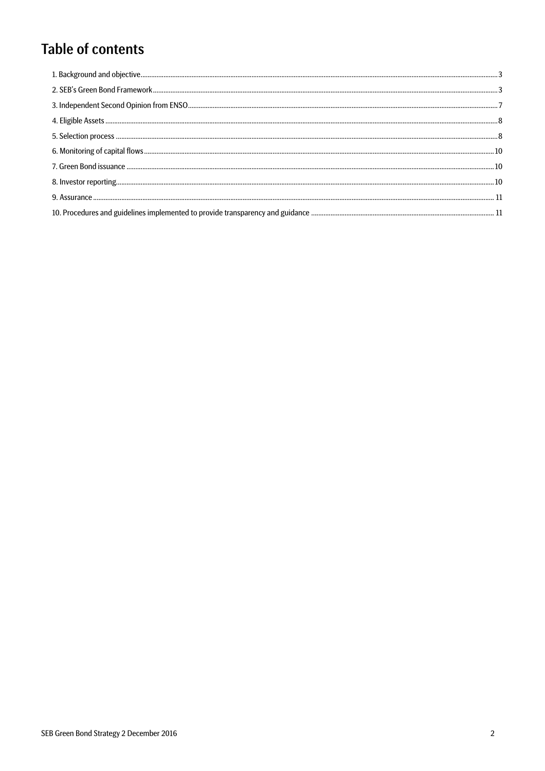# Table of contents

1. Background and objective ..... 3
2. SEB's Green Bond Framework ..... 3
3. Independent Second Opinion from ENSO ..... 7
4. Eligible Assets ..... 8
5. Selection process ..... 8
6. Monitoring of capital flows ..... 10
7. Green Bond issuance ..... 10
8. Investor reporting ..... 10
9. Assurance ..... 11
10. Procedures and guidelines implemented to provide transparency and guidance ..... 11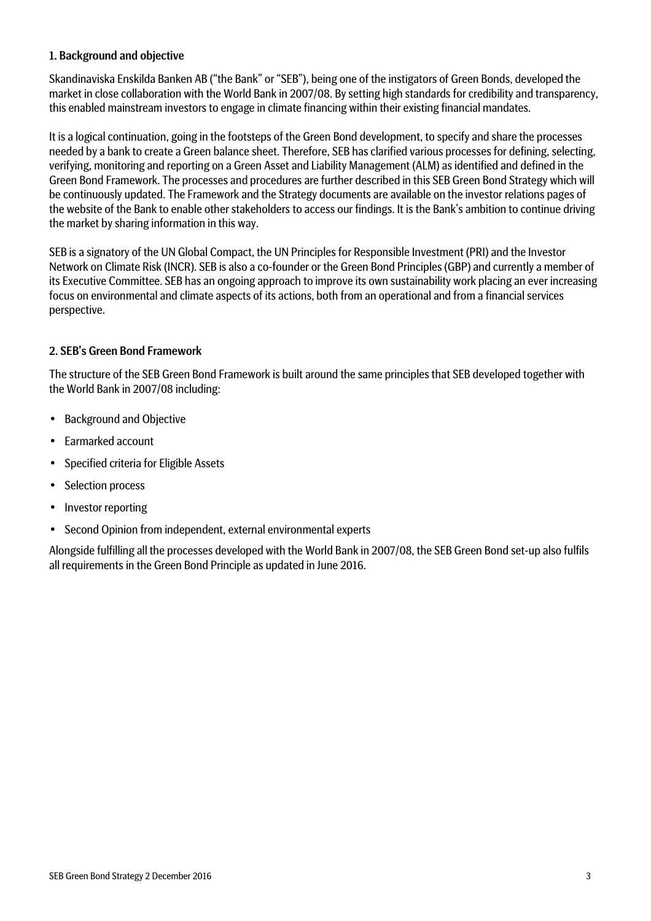## 1. Background and objective

Skandinaviska Enskilda Banken AB ("the Bank" or "SEB"), being one of the instigators of Green Bonds, developed the market in close collaboration with the World Bank in 2007/08. By setting high standards for credibility and transparency, this enabled mainstream investors to engage in climate financing within their existing financial mandates.

It is a logical continuation, going in the footsteps of the Green Bond development, to specify and share the processes needed by a bank to create a Green balance sheet. Therefore, SEB has clarified various processes for defining, selecting, verifying, monitoring and reporting on a Green Asset and Liability Management (ALM) as identified and defined in the Green Bond Framework. The processes and procedures are further described in this SEB Green Bond Strategy which will be continuously updated. The Framework and the Strategy documents are available on the investor relations pages of the website of the Bank to enable other stakeholders to access our findings. It is the Bank's ambition to continue driving the market by sharing information in this way.

SEB is a signatory of the UN Global Compact, the UN Principles for Responsible Investment (PRI) and the Investor Network on Climate Risk (INCR). SEB is also a co-founder or the Green Bond Principles (GBP) and currently a member of its Executive Committee. SEB has an ongoing approach to improve its own sustainability work placing an ever increasing focus on environmental and climate aspects of its actions, both from an operational and from a financial services perspective.

## 2. SEB's Green Bond Framework

The structure of the SEB Green Bond Framework is built around the same principles that SEB developed together with the World Bank in 2007/08 including:

- Background and Objective
- Earmarked account
- Specified criteria for Eligible Assets
- Selection process
- Investor reporting
- Second Opinion from independent, external environmental experts

Alongside fulfilling all the processes developed with the World Bank in 2007/08, the SEB Green Bond set-up also fulfils all requirements in the Green Bond Principle as updated in June 2016.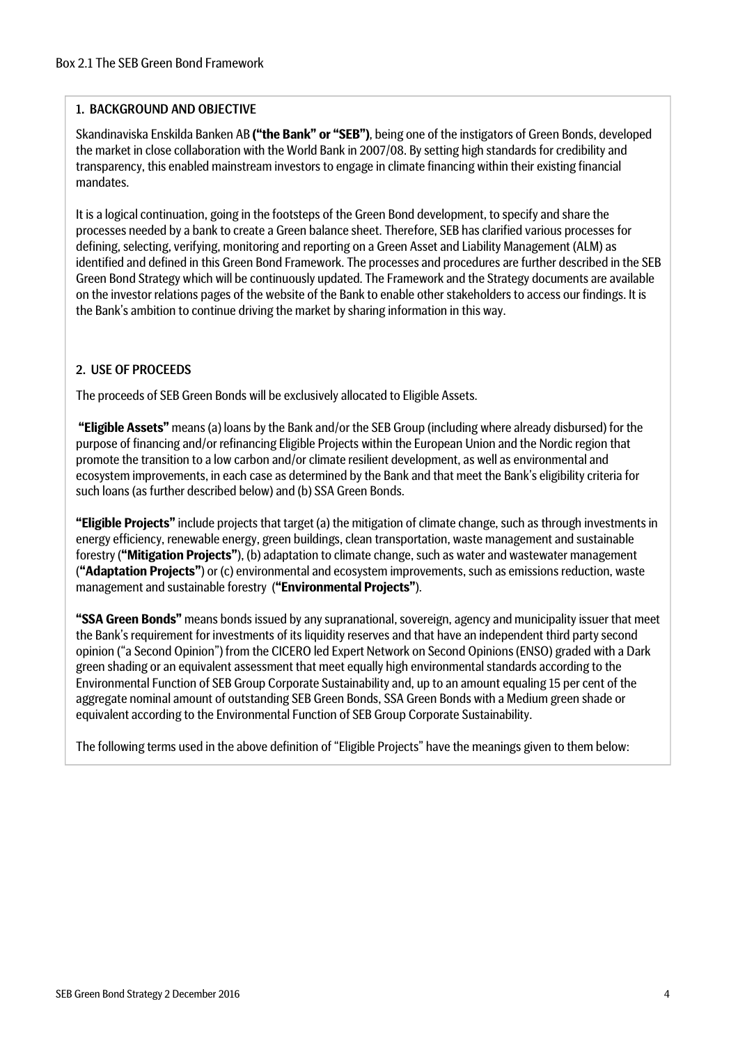Box 2.1 The SEB Green Bond Framework

## 1. BACKGROUND AND OBJECTIVE

Skandinaviska Enskilda Banken AB **("the Bank" or "SEB")**, being one of the instigators of Green Bonds, developed the market in close collaboration with the World Bank in 2007/08. By setting high standards for credibility and transparency, this enabled mainstream investors to engage in climate financing within their existing financial mandates.

It is a logical continuation, going in the footsteps of the Green Bond development, to specify and share the processes needed by a bank to create a Green balance sheet. Therefore, SEB has clarified various processes for defining, selecting, verifying, monitoring and reporting on a Green Asset and Liability Management (ALM) as identified and defined in this Green Bond Framework. The processes and procedures are further described in the SEB Green Bond Strategy which will be continuously updated. The Framework and the Strategy documents are available on the investor relations pages of the website of the Bank to enable other stakeholders to access our findings. It is the Bank's ambition to continue driving the market by sharing information in this way.

## 2. USE OF PROCEEDS

The proceeds of SEB Green Bonds will be exclusively allocated to Eligible Assets.

**"Eligible Assets"** means (a) loans by the Bank and/or the SEB Group (including where already disbursed) for the purpose of financing and/or refinancing Eligible Projects within the European Union and the Nordic region that promote the transition to a low carbon and/or climate resilient development, as well as environmental and ecosystem improvements, in each case as determined by the Bank and that meet the Bank's eligibility criteria for such loans (as further described below) and (b) SSA Green Bonds.

**"Eligible Projects"** include projects that target (a) the mitigation of climate change, such as through investments in energy efficiency, renewable energy, green buildings, clean transportation, waste management and sustainable forestry (**"Mitigation Projects"**), (b) adaptation to climate change, such as water and wastewater management (**"Adaptation Projects"**) or (c) environmental and ecosystem improvements, such as emissions reduction, waste management and sustainable forestry (**"Environmental Projects"**).

**"SSA Green Bonds"** means bonds issued by any supranational, sovereign, agency and municipality issuer that meet the Bank's requirement for investments of its liquidity reserves and that have an independent third party second opinion ("a Second Opinion") from the CICERO led Expert Network on Second Opinions (ENSO) graded with a Dark green shading or an equivalent assessment that meet equally high environmental standards according to the Environmental Function of SEB Group Corporate Sustainability and, up to an amount equaling 15 per cent of the aggregate nominal amount of outstanding SEB Green Bonds, SSA Green Bonds with a Medium green shade or equivalent according to the Environmental Function of SEB Group Corporate Sustainability.

The following terms used in the above definition of "Eligible Projects" have the meanings given to them below: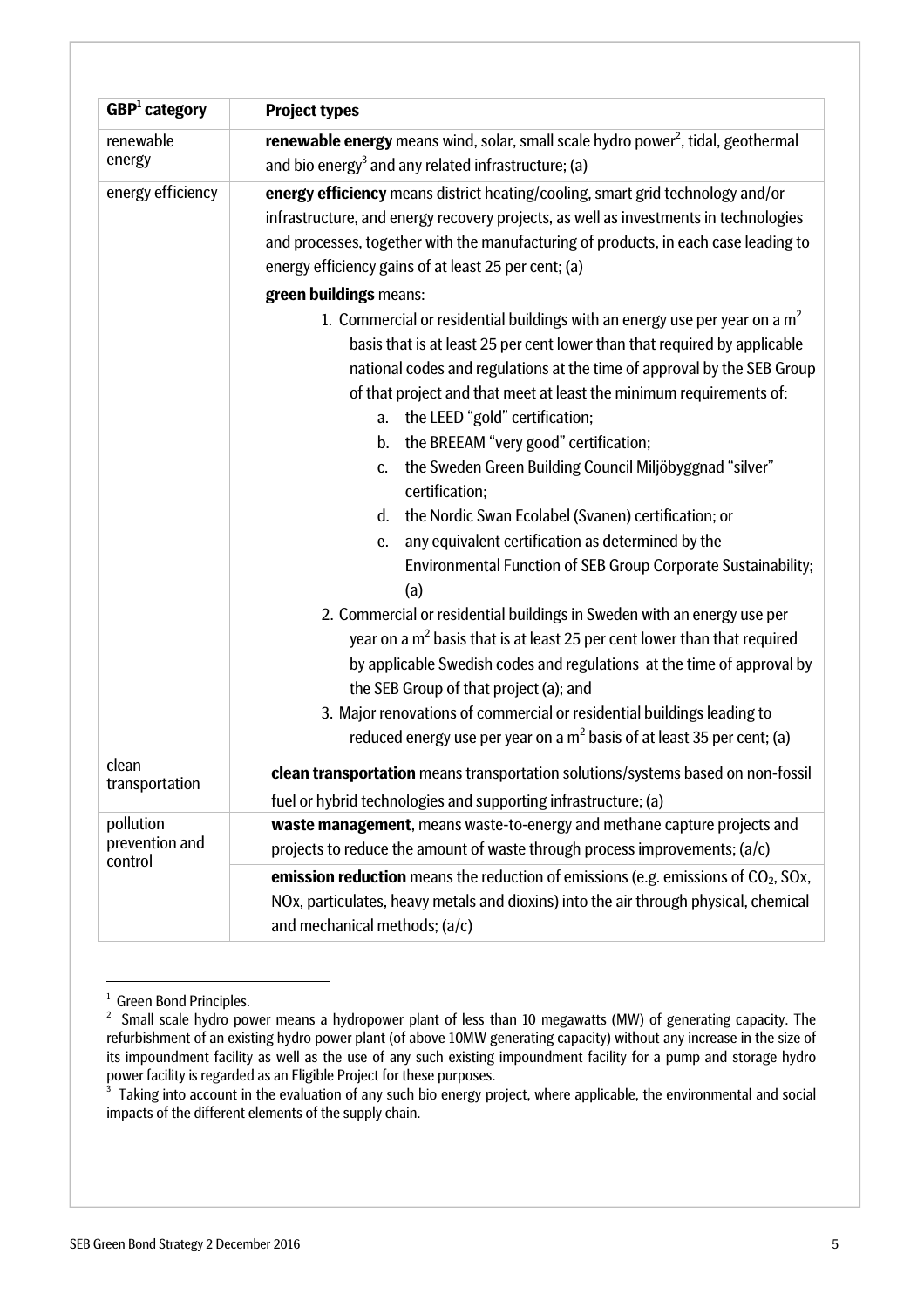| GBP[1] category | Project types |
|---|---|
| renewable energy | **renewable energy** means wind, solar, small scale hydro power[2], tidal, geothermal and bio energy[3] and any related infrastructure; (a) |
| energy efficiency | **energy efficiency** means district heating/cooling, smart grid technology and/or infrastructure, and energy recovery projects, as well as investments in technologies and processes, together with the manufacturing of products, in each case leading to energy efficiency gains of at least 25 per cent; (a) |
| | **green buildings** means: <br>1. Commercial or residential buildings with an energy use per year on a $m^2$ basis that is at least 25 per cent lower than that required by applicable national codes and regulations at the time of approval by the SEB Group of that project and that meet at least the minimum requirements of: <br>a. the LEED "gold" certification; <br>b. the BREEAM "very good" certification; <br>c. the Sweden Green Building Council Miljöbyggnad "silver" certification; <br>d. the Nordic Swan Ecolabel (Svanen) certification; or <br>e. any equivalent certification as determined by the Environmental Function of SEB Group Corporate Sustainability; (a) <br>2. Commercial or residential buildings in Sweden with an energy use per year on a $m^2$ basis that is at least 25 per cent lower than that required by applicable Swedish codes and regulations at the time of approval by the SEB Group of that project (a); and <br>3. Major renovations of commercial or residential buildings leading to reduced energy use per year on a $m^2$ basis of at least 35 per cent; (a) |
| clean transportation | **clean transportation** means transportation solutions/systems based on non-fossil fuel or hybrid technologies and supporting infrastructure; (a) |
| pollution prevention and control | **waste management**, means waste-to-energy and methane capture projects and projects to reduce the amount of waste through process improvements; (a/c) |
| | **emission reduction** means the reduction of emissions (e.g. emissions of $CO_2$, SOx, NOx, particulates, heavy metals and dioxins) into the air through physical, chemical and mechanical methods; (a/c) |

[1] Green Bond Principles.

[2] Small scale hydro power means a hydropower plant of less than 10 megawatts (MW) of generating capacity. The refurbishment of an existing hydro power plant (of above 10MW generating capacity) without any increase in the size of its impoundment facility as well as the use of any such existing impoundment facility for a pump and storage hydro power facility is regarded as an Eligible Project for these purposes.

[3] Taking into account in the evaluation of any such bio energy project, where applicable, the environmental and social impacts of the different elements of the supply chain.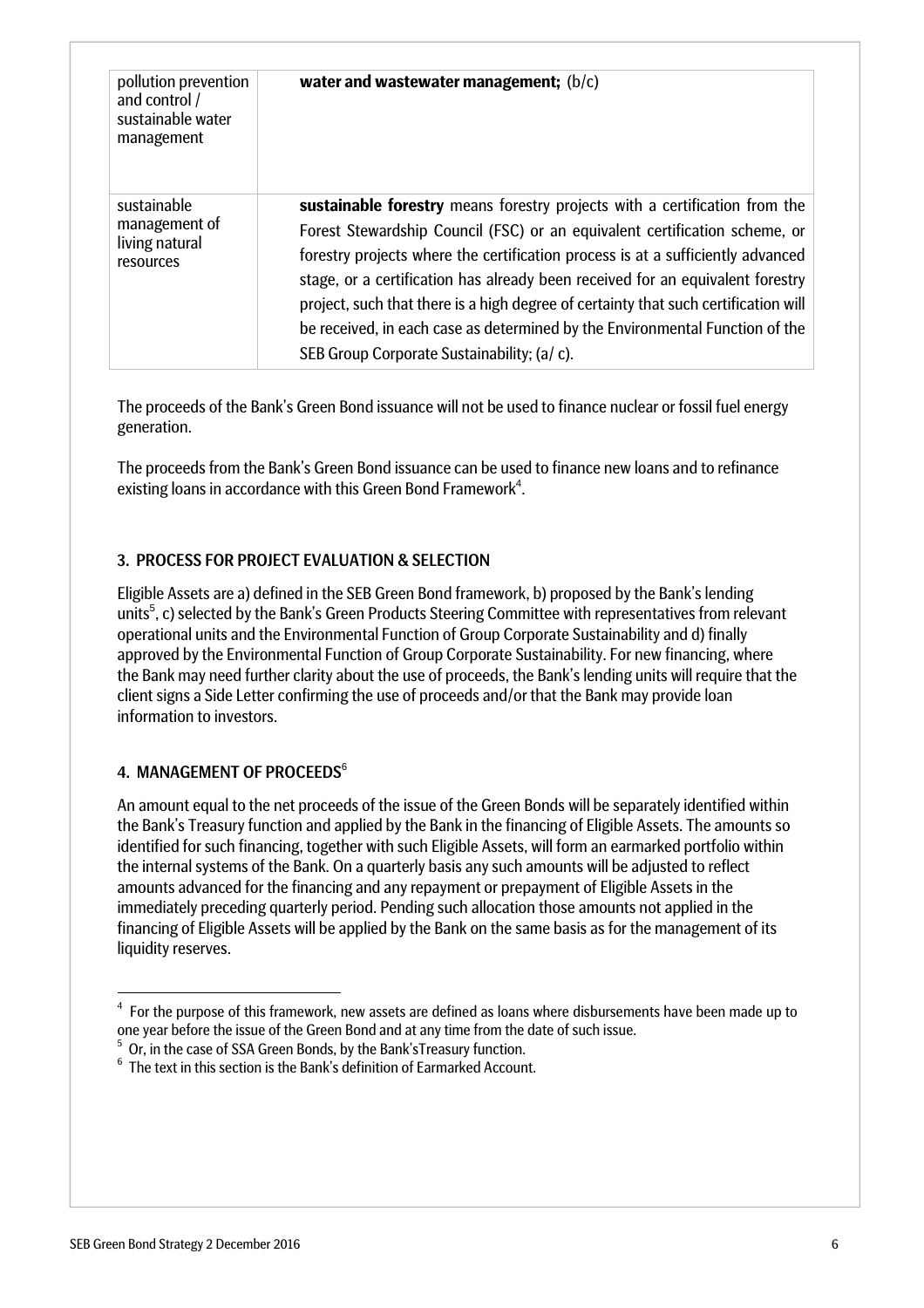| | |
|---|---|
| pollution prevention and control / sustainable water management | **water and wastewater management;** (b/c) |
| sustainable management of living natural resources | **sustainable forestry** means forestry projects with a certification from the Forest Stewardship Council (FSC) or an equivalent certification scheme, or forestry projects where the certification process is at a sufficiently advanced stage, or a certification has already been received for an equivalent forestry project, such that there is a high degree of certainty that such certification will be received, in each case as determined by the Environmental Function of the SEB Group Corporate Sustainability; (a/ c). |

The proceeds of the Bank's Green Bond issuance will not be used to finance nuclear or fossil fuel energy generation.

The proceeds from the Bank's Green Bond issuance can be used to finance new loans and to refinance existing loans in accordance with this Green Bond Framework[4].

## 3. PROCESS FOR PROJECT EVALUATION & SELECTION

Eligible Assets are a) defined in the SEB Green Bond framework, b) proposed by the Bank's lending units[5], c) selected by the Bank's Green Products Steering Committee with representatives from relevant operational units and the Environmental Function of Group Corporate Sustainability and d) finally approved by the Environmental Function of Group Corporate Sustainability. For new financing, where the Bank may need further clarity about the use of proceeds, the Bank's lending units will require that the client signs a Side Letter confirming the use of proceeds and/or that the Bank may provide loan information to investors.

## 4. MANAGEMENT OF PROCEEDS[6]

An amount equal to the net proceeds of the issue of the Green Bonds will be separately identified within the Bank's Treasury function and applied by the Bank in the financing of Eligible Assets. The amounts so identified for such financing, together with such Eligible Assets, will form an earmarked portfolio within the internal systems of the Bank. On a quarterly basis any such amounts will be adjusted to reflect amounts advanced for the financing and any repayment or prepayment of Eligible Assets in the immediately preceding quarterly period. Pending such allocation those amounts not applied in the financing of Eligible Assets will be applied by the Bank on the same basis as for the management of its liquidity reserves.

---

[4] For the purpose of this framework, new assets are defined as loans where disbursements have been made up to one year before the issue of the Green Bond and at any time from the date of such issue.

[5] Or, in the case of SSA Green Bonds, by the Bank'sTreasury function.

[6] The text in this section is the Bank's definition of Earmarked Account.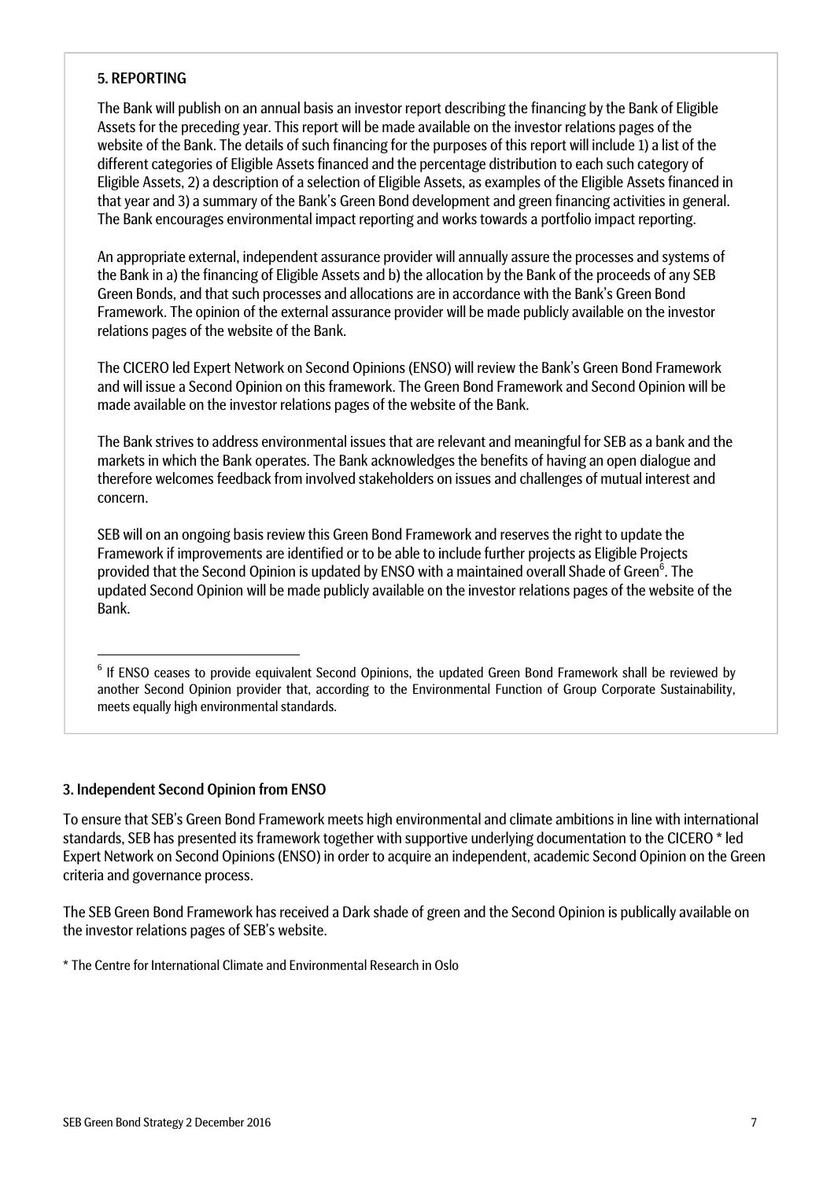### 5. REPORTING

The Bank will publish on an annual basis an investor report describing the financing by the Bank of Eligible Assets for the preceding year. This report will be made available on the investor relations pages of the website of the Bank. The details of such financing for the purposes of this report will include 1) a list of the different categories of Eligible Assets financed and the percentage distribution to each such category of Eligible Assets, 2) a description of a selection of Eligible Assets, as examples of the Eligible Assets financed in that year and 3) a summary of the Bank's Green Bond development and green financing activities in general. The Bank encourages environmental impact reporting and works towards a portfolio impact reporting.

An appropriate external, independent assurance provider will annually assure the processes and systems of the Bank in a) the financing of Eligible Assets and b) the allocation by the Bank of the proceeds of any SEB Green Bonds, and that such processes and allocations are in accordance with the Bank's Green Bond Framework. The opinion of the external assurance provider will be made publicly available on the investor relations pages of the website of the Bank.

The CICERO led Expert Network on Second Opinions (ENSO) will review the Bank's Green Bond Framework and will issue a Second Opinion on this framework. The Green Bond Framework and Second Opinion will be made available on the investor relations pages of the website of the Bank.

The Bank strives to address environmental issues that are relevant and meaningful for SEB as a bank and the markets in which the Bank operates. The Bank acknowledges the benefits of having an open dialogue and therefore welcomes feedback from involved stakeholders on issues and challenges of mutual interest and concern.

SEB will on an ongoing basis review this Green Bond Framework and reserves the right to update the Framework if improvements are identified or to be able to include further projects as Eligible Projects provided that the Second Opinion is updated by ENSO with a maintained overall Shade of Green[6]. The updated Second Opinion will be made publicly available on the investor relations pages of the website of the Bank.

[6] If ENSO ceases to provide equivalent Second Opinions, the updated Green Bond Framework shall be reviewed by another Second Opinion provider that, according to the Environmental Function of Group Corporate Sustainability, meets equally high environmental standards.

## 3. Independent Second Opinion from ENSO

To ensure that SEB's Green Bond Framework meets high environmental and climate ambitions in line with international standards, SEB has presented its framework together with supportive underlying documentation to the CICERO * led Expert Network on Second Opinions (ENSO) in order to acquire an independent, academic Second Opinion on the Green criteria and governance process.

The SEB Green Bond Framework has received a Dark shade of green and the Second Opinion is publically available on the investor relations pages of SEB's website.

\* The Centre for International Climate and Environmental Research in Oslo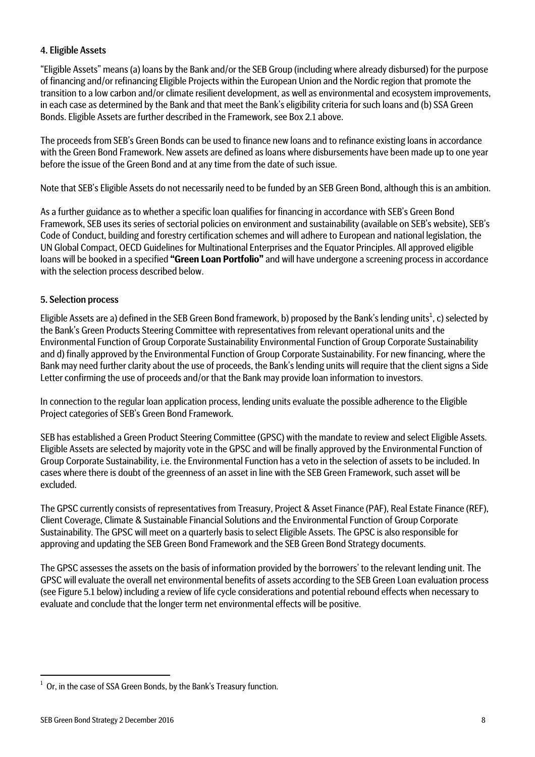## 4. Eligible Assets

"Eligible Assets" means (a) loans by the Bank and/or the SEB Group (including where already disbursed) for the purpose of financing and/or refinancing Eligible Projects within the European Union and the Nordic region that promote the transition to a low carbon and/or climate resilient development, as well as environmental and ecosystem improvements, in each case as determined by the Bank and that meet the Bank's eligibility criteria for such loans and (b) SSA Green Bonds. Eligible Assets are further described in the Framework, see Box 2.1 above.

The proceeds from SEB's Green Bonds can be used to finance new loans and to refinance existing loans in accordance with the Green Bond Framework. New assets are defined as loans where disbursements have been made up to one year before the issue of the Green Bond and at any time from the date of such issue.

Note that SEB's Eligible Assets do not necessarily need to be funded by an SEB Green Bond, although this is an ambition.

As a further guidance as to whether a specific loan qualifies for financing in accordance with SEB's Green Bond Framework, SEB uses its series of sectorial policies on environment and sustainability (available on SEB's website), SEB's Code of Conduct, building and forestry certification schemes and will adhere to European and national legislation, the UN Global Compact, OECD Guidelines for Multinational Enterprises and the Equator Principles. All approved eligible loans will be booked in a specified **"Green Loan Portfolio"** and will have undergone a screening process in accordance with the selection process described below.

## 5. Selection process

Eligible Assets are a) defined in the SEB Green Bond framework, b) proposed by the Bank's lending units[1], c) selected by the Bank's Green Products Steering Committee with representatives from relevant operational units and the Environmental Function of Group Corporate Sustainability Environmental Function of Group Corporate Sustainability and d) finally approved by the Environmental Function of Group Corporate Sustainability. For new financing, where the Bank may need further clarity about the use of proceeds, the Bank's lending units will require that the client signs a Side Letter confirming the use of proceeds and/or that the Bank may provide loan information to investors.

In connection to the regular loan application process, lending units evaluate the possible adherence to the Eligible Project categories of SEB's Green Bond Framework.

SEB has established a Green Product Steering Committee (GPSC) with the mandate to review and select Eligible Assets. Eligible Assets are selected by majority vote in the GPSC and will be finally approved by the Environmental Function of Group Corporate Sustainability, i.e. the Environmental Function has a veto in the selection of assets to be included. In cases where there is doubt of the greenness of an asset in line with the SEB Green Framework, such asset will be excluded.

The GPSC currently consists of representatives from Treasury, Project & Asset Finance (PAF), Real Estate Finance (REF), Client Coverage, Climate & Sustainable Financial Solutions and the Environmental Function of Group Corporate Sustainability. The GPSC will meet on a quarterly basis to select Eligible Assets. The GPSC is also responsible for approving and updating the SEB Green Bond Framework and the SEB Green Bond Strategy documents.

The GPSC assesses the assets on the basis of information provided by the borrowers' to the relevant lending unit. The GPSC will evaluate the overall net environmental benefits of assets according to the SEB Green Loan evaluation process (see Figure 5.1 below) including a review of life cycle considerations and potential rebound effects when necessary to evaluate and conclude that the longer term net environmental effects will be positive.

---

[1] Or, in the case of SSA Green Bonds, by the Bank's Treasury function.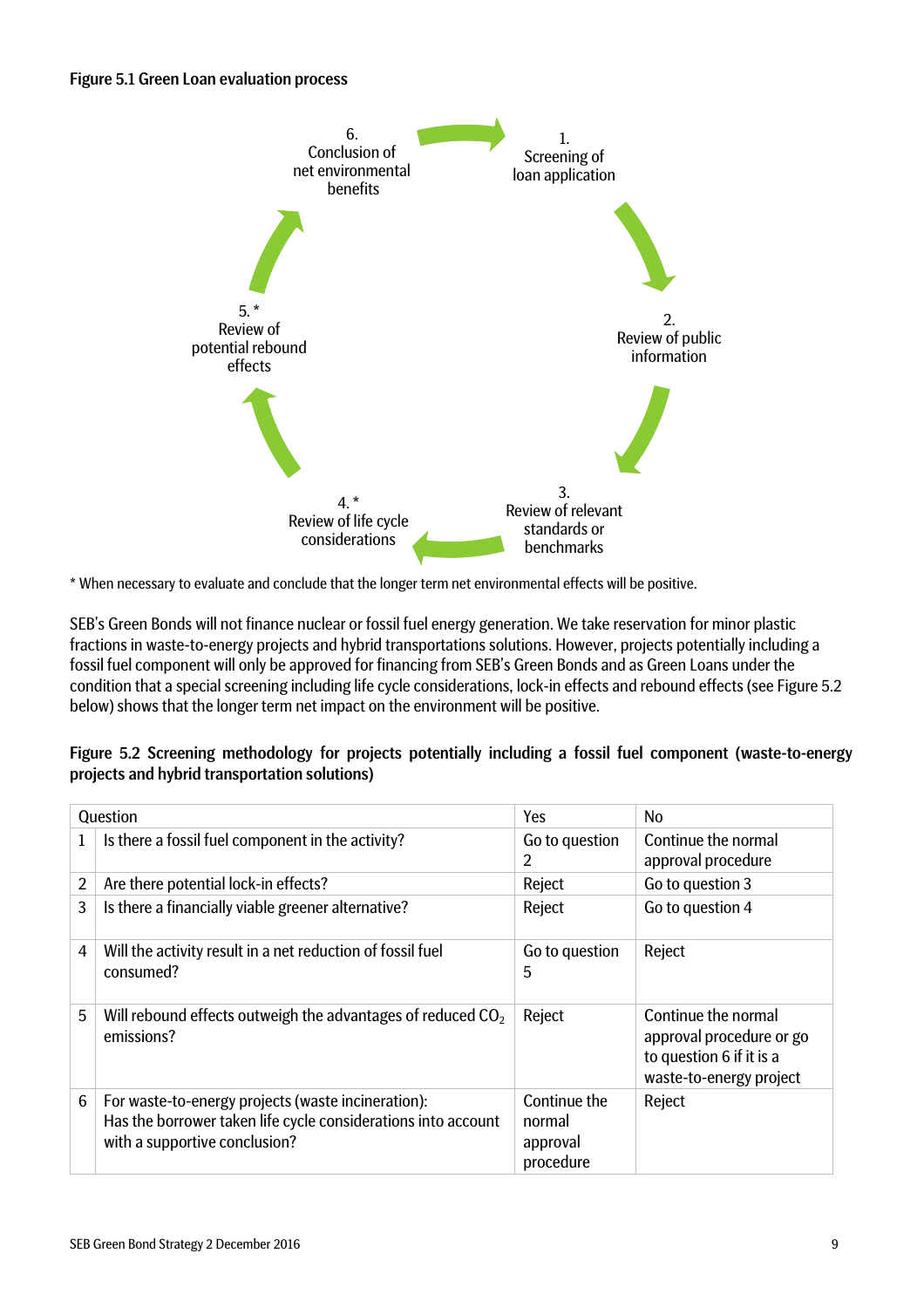**Figure 5.1 Green Loan evaluation process**

1. Screening of loan application
2. Review of public information
3. Review of relevant standards or benchmarks
4. * Review of life cycle considerations
5. * Review of potential rebound effects
6. Conclusion of net environmental benefits

\* When necessary to evaluate and conclude that the longer term net environmental effects will be positive.

SEB's Green Bonds will not finance nuclear or fossil fuel energy generation. We take reservation for minor plastic fractions in waste-to-energy projects and hybrid transportations solutions. However, projects potentially including a fossil fuel component will only be approved for financing from SEB's Green Bonds and as Green Loans under the condition that a special screening including life cycle considerations, lock-in effects and rebound effects (see Figure 5.2 below) shows that the longer term net impact on the environment will be positive.

**Figure 5.2 Screening methodology for projects potentially including a fossil fuel component (waste-to-energy projects and hybrid transportation solutions)**

| | Question | Yes | No |
|---|---|---|---|
| 1 | Is there a fossil fuel component in the activity? | Go to question 2 | Continue the normal approval procedure |
| 2 | Are there potential lock-in effects? | Reject | Go to question 3 |
| 3 | Is there a financially viable greener alternative? | Reject | Go to question 4 |
| 4 | Will the activity result in a net reduction of fossil fuel consumed? | Go to question 5 | Reject |
| 5 | Will rebound effects outweigh the advantages of reduced $CO_2$ emissions? | Reject | Continue the normal approval procedure or go to question 6 if it is a waste-to-energy project |
| 6 | For waste-to-energy projects (waste incineration): Has the borrower taken life cycle considerations into account with a supportive conclusion? | Continue the normal approval procedure | Reject |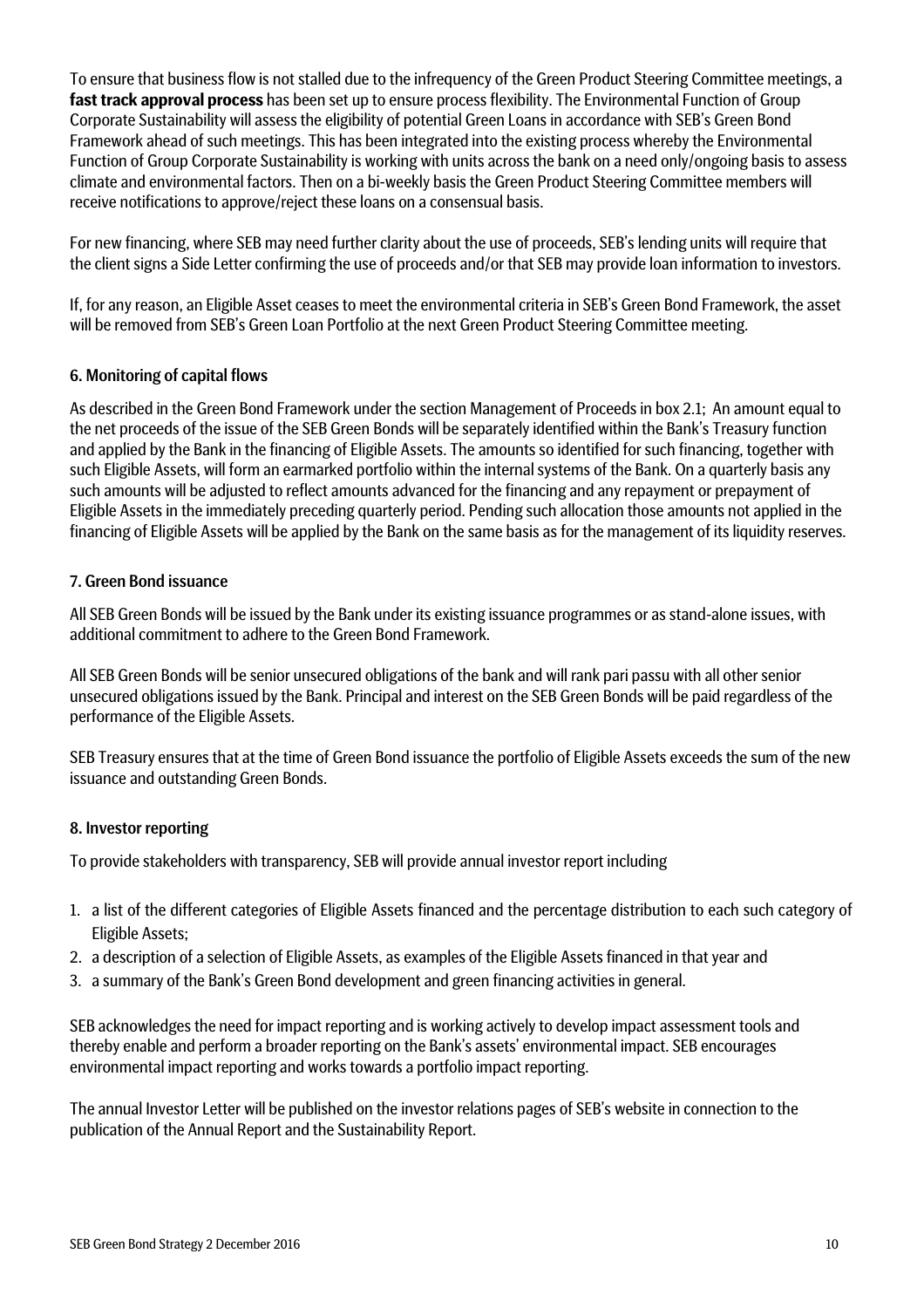To ensure that business flow is not stalled due to the infrequency of the Green Product Steering Committee meetings, a **fast track approval process** has been set up to ensure process flexibility. The Environmental Function of Group Corporate Sustainability will assess the eligibility of potential Green Loans in accordance with SEB's Green Bond Framework ahead of such meetings. This has been integrated into the existing process whereby the Environmental Function of Group Corporate Sustainability is working with units across the bank on a need only/ongoing basis to assess climate and environmental factors. Then on a bi-weekly basis the Green Product Steering Committee members will receive notifications to approve/reject these loans on a consensual basis.

For new financing, where SEB may need further clarity about the use of proceeds, SEB's lending units will require that the client signs a Side Letter confirming the use of proceeds and/or that SEB may provide loan information to investors.

If, for any reason, an Eligible Asset ceases to meet the environmental criteria in SEB's Green Bond Framework, the asset will be removed from SEB's Green Loan Portfolio at the next Green Product Steering Committee meeting.

## 6. Monitoring of capital flows

As described in the Green Bond Framework under the section Management of Proceeds in box 2.1; An amount equal to the net proceeds of the issue of the SEB Green Bonds will be separately identified within the Bank's Treasury function and applied by the Bank in the financing of Eligible Assets. The amounts so identified for such financing, together with such Eligible Assets, will form an earmarked portfolio within the internal systems of the Bank. On a quarterly basis any such amounts will be adjusted to reflect amounts advanced for the financing and any repayment or prepayment of Eligible Assets in the immediately preceding quarterly period. Pending such allocation those amounts not applied in the financing of Eligible Assets will be applied by the Bank on the same basis as for the management of its liquidity reserves.

## 7. Green Bond issuance

All SEB Green Bonds will be issued by the Bank under its existing issuance programmes or as stand-alone issues, with additional commitment to adhere to the Green Bond Framework.

All SEB Green Bonds will be senior unsecured obligations of the bank and will rank pari passu with all other senior unsecured obligations issued by the Bank. Principal and interest on the SEB Green Bonds will be paid regardless of the performance of the Eligible Assets.

SEB Treasury ensures that at the time of Green Bond issuance the portfolio of Eligible Assets exceeds the sum of the new issuance and outstanding Green Bonds.

## 8. Investor reporting

To provide stakeholders with transparency, SEB will provide annual investor report including

1. a list of the different categories of Eligible Assets financed and the percentage distribution to each such category of Eligible Assets;
2. a description of a selection of Eligible Assets, as examples of the Eligible Assets financed in that year and
3. a summary of the Bank's Green Bond development and green financing activities in general.

SEB acknowledges the need for impact reporting and is working actively to develop impact assessment tools and thereby enable and perform a broader reporting on the Bank's assets' environmental impact. SEB encourages environmental impact reporting and works towards a portfolio impact reporting.

The annual Investor Letter will be published on the investor relations pages of SEB's website in connection to the publication of the Annual Report and the Sustainability Report.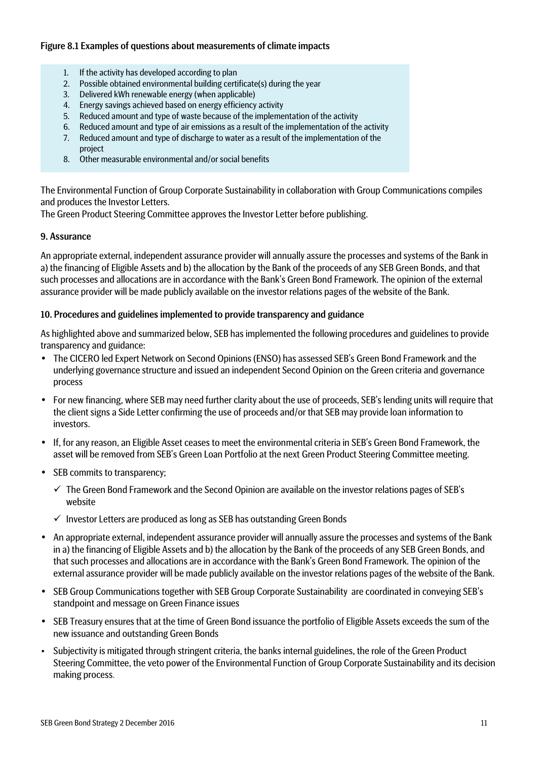**Figure 8.1 Examples of questions about measurements of climate impacts**

1. If the activity has developed according to plan
2. Possible obtained environmental building certificate(s) during the year
3. Delivered kWh renewable energy (when applicable)
4. Energy savings achieved based on energy efficiency activity
5. Reduced amount and type of waste because of the implementation of the activity
6. Reduced amount and type of air emissions as a result of the implementation of the activity
7. Reduced amount and type of discharge to water as a result of the implementation of the project
8. Other measurable environmental and/or social benefits

The Environmental Function of Group Corporate Sustainability in collaboration with Group Communications compiles and produces the Investor Letters.
The Green Product Steering Committee approves the Investor Letter before publishing.

## 9. Assurance

An appropriate external, independent assurance provider will annually assure the processes and systems of the Bank in a) the financing of Eligible Assets and b) the allocation by the Bank of the proceeds of any SEB Green Bonds, and that such processes and allocations are in accordance with the Bank's Green Bond Framework. The opinion of the external assurance provider will be made publicly available on the investor relations pages of the website of the Bank.

## 10. Procedures and guidelines implemented to provide transparency and guidance

As highlighted above and summarized below, SEB has implemented the following procedures and guidelines to provide transparency and guidance:

- The CICERO led Expert Network on Second Opinions (ENSO) has assessed SEB's Green Bond Framework and the underlying governance structure and issued an independent Second Opinion on the Green criteria and governance process
- For new financing, where SEB may need further clarity about the use of proceeds, SEB's lending units will require that the client signs a Side Letter confirming the use of proceeds and/or that SEB may provide loan information to investors.
- If, for any reason, an Eligible Asset ceases to meet the environmental criteria in SEB's Green Bond Framework, the asset will be removed from SEB's Green Loan Portfolio at the next Green Product Steering Committee meeting.
- SEB commits to transparency;
  - ✓ The Green Bond Framework and the Second Opinion are available on the investor relations pages of SEB's website
  - ✓ Investor Letters are produced as long as SEB has outstanding Green Bonds
- An appropriate external, independent assurance provider will annually assure the processes and systems of the Bank in a) the financing of Eligible Assets and b) the allocation by the Bank of the proceeds of any SEB Green Bonds, and that such processes and allocations are in accordance with the Bank's Green Bond Framework. The opinion of the external assurance provider will be made publicly available on the investor relations pages of the website of the Bank.
- SEB Group Communications together with SEB Group Corporate Sustainability are coordinated in conveying SEB's standpoint and message on Green Finance issues
- SEB Treasury ensures that at the time of Green Bond issuance the portfolio of Eligible Assets exceeds the sum of the new issuance and outstanding Green Bonds
- Subjectivity is mitigated through stringent criteria, the banks internal guidelines, the role of the Green Product Steering Committee, the veto power of the Environmental Function of Group Corporate Sustainability and its decision making process.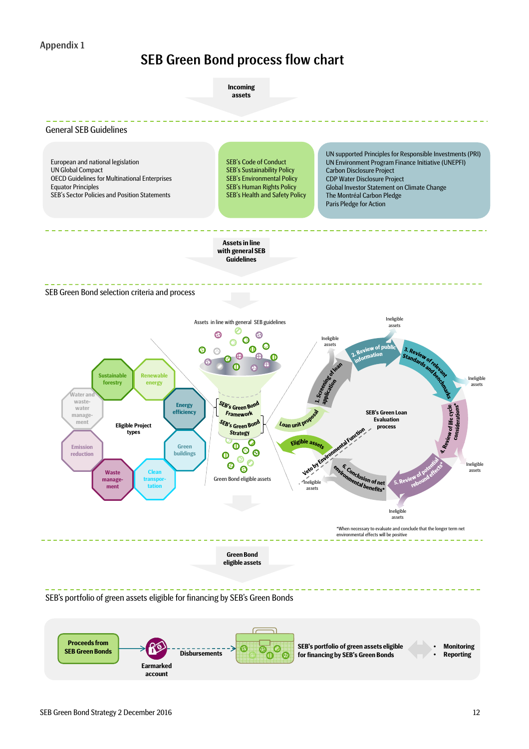Appendix 1

# SEB Green Bond process flow chart

**Incoming assets**

## General SEB Guidelines

European and national legislation
UN Global Compact
OECD Guidelines for Multinational Enterprises
Equator Principles
SEB's Sector Policies and Position Statements

SEB's Code of Conduct
SEB's Sustainability Policy
SEB's Environmental Policy
SEB's Human Rights Policy
SEB's Health and Safety Policy

UN supported Principles for Responsible Investments (PRI)
UN Environment Program Finance Initiative (UNEPFI)
Carbon Disclosure Project
CDP Water Disclosure Project
Global Investor Statement on Climate Change
The Montréal Carbon Pledge
Paris Pledge for Action

**Assets in line with general SEB Guidelines**

## SEB Green Bond selection criteria and process

Assets in line with general SEB guidelines

Eligible Project types

Sustainable forestry
Renewable energy
Energy efficiency
Green buildings
Clean transportation
Waste management
Emission reduction
Water and waste-water management

SEB's Green Bond Framework
SEB's Green Bond Strategy

Green Bond eligible assets

Loan unit proposal

SEB's Green Loan Evaluation process

1. Screening of loan application
2. Review of public information
3. Review of relevant Standards and benchmarks
4. Review of life cycle considerations*
5. Review of potential rebound effects*
6. Conclusion of net environmental benefits*

Veto by Environmental Function

Eligible assets

Ineligible assets

*When necessary to evaluate and conclude that the longer term net environmental effects will be positive

**Green Bond eligible assets**

## SEB's portfolio of green assets eligible for financing by SEB's Green Bonds

**Proceeds from SEB Green Bonds**

**Earmarked account**

**Disbursements**

**SEB's portfolio of green assets eligible for financing by SEB's Green Bonds**

- **Monitoring**
- **Reporting**

SEB Green Bond Strategy 2 December 2016